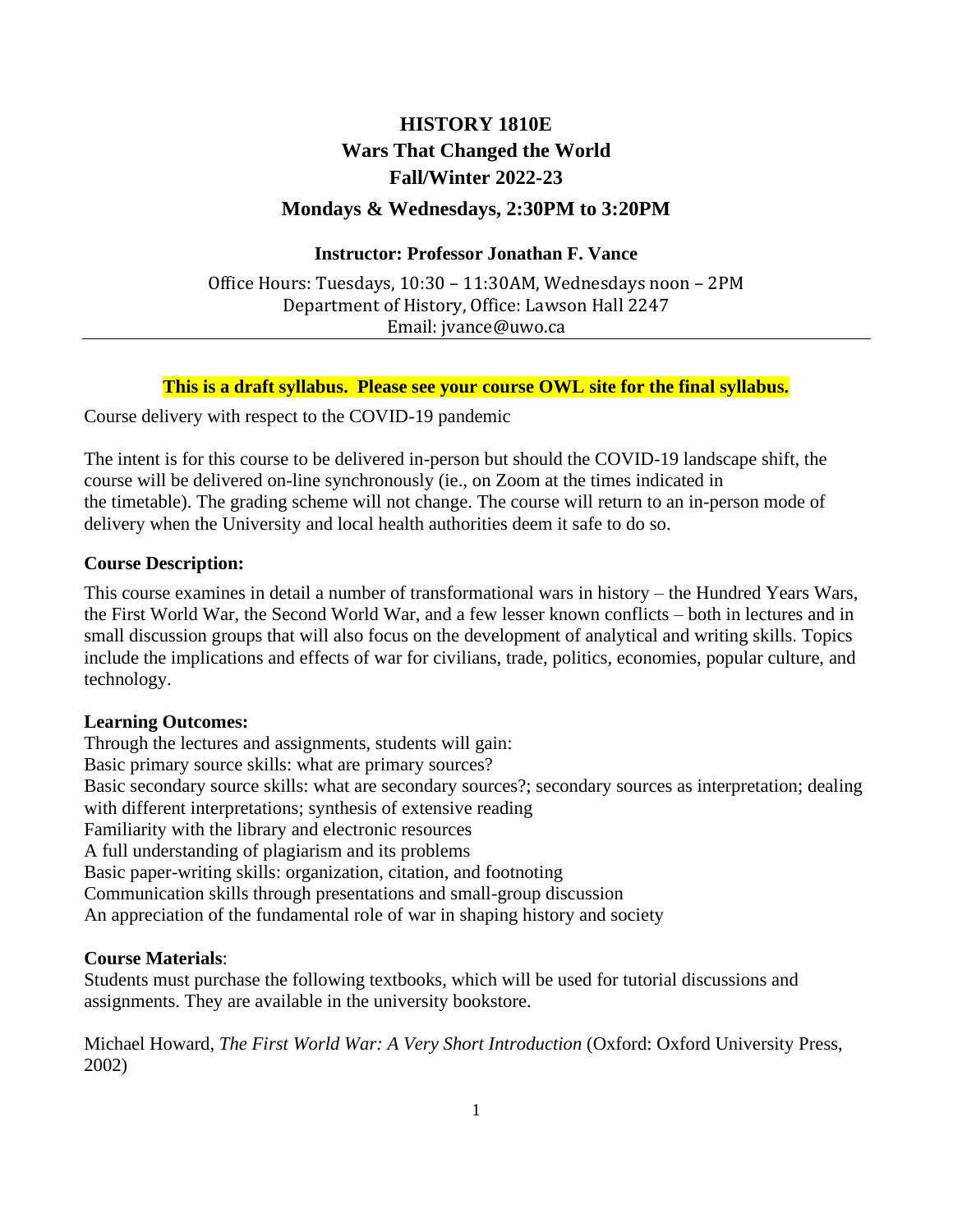# HISTORY 1810E
# Wars That Changed the World
# Fall/Winter 2022-23

## Mondays & Wednesdays, 2:30PM to 3:20PM

**Instructor: Professor Jonathan F. Vance**

Office Hours: Tuesdays, 10:30 – 11:30AM, Wednesdays noon – 2PM
Department of History, Office: Lawson Hall 2247
Email: jvance@uwo.ca

---

**This is a draft syllabus. Please see your course OWL site for the final syllabus.**

Course delivery with respect to the COVID-19 pandemic

The intent is for this course to be delivered in-person but should the COVID-19 landscape shift, the course will be delivered on-line synchronously (ie., on Zoom at the times indicated in the timetable). The grading scheme will not change. The course will return to an in-person mode of delivery when the University and local health authorities deem it safe to do so.

**Course Description:**

This course examines in detail a number of transformational wars in history – the Hundred Years Wars, the First World War, the Second World War, and a few lesser known conflicts – both in lectures and in small discussion groups that will also focus on the development of analytical and writing skills. Topics include the implications and effects of war for civilians, trade, politics, economies, popular culture, and technology.

**Learning Outcomes:**

Through the lectures and assignments, students will gain:
Basic primary source skills: what are primary sources?
Basic secondary source skills: what are secondary sources?; secondary sources as interpretation; dealing with different interpretations; synthesis of extensive reading
Familiarity with the library and electronic resources
A full understanding of plagiarism and its problems
Basic paper-writing skills: organization, citation, and footnoting
Communication skills through presentations and small-group discussion
An appreciation of the fundamental role of war in shaping history and society

**Course Materials**:

Students must purchase the following textbooks, which will be used for tutorial discussions and assignments. They are available in the university bookstore.

Michael Howard, *The First World War: A Very Short Introduction* (Oxford: Oxford University Press, 2002)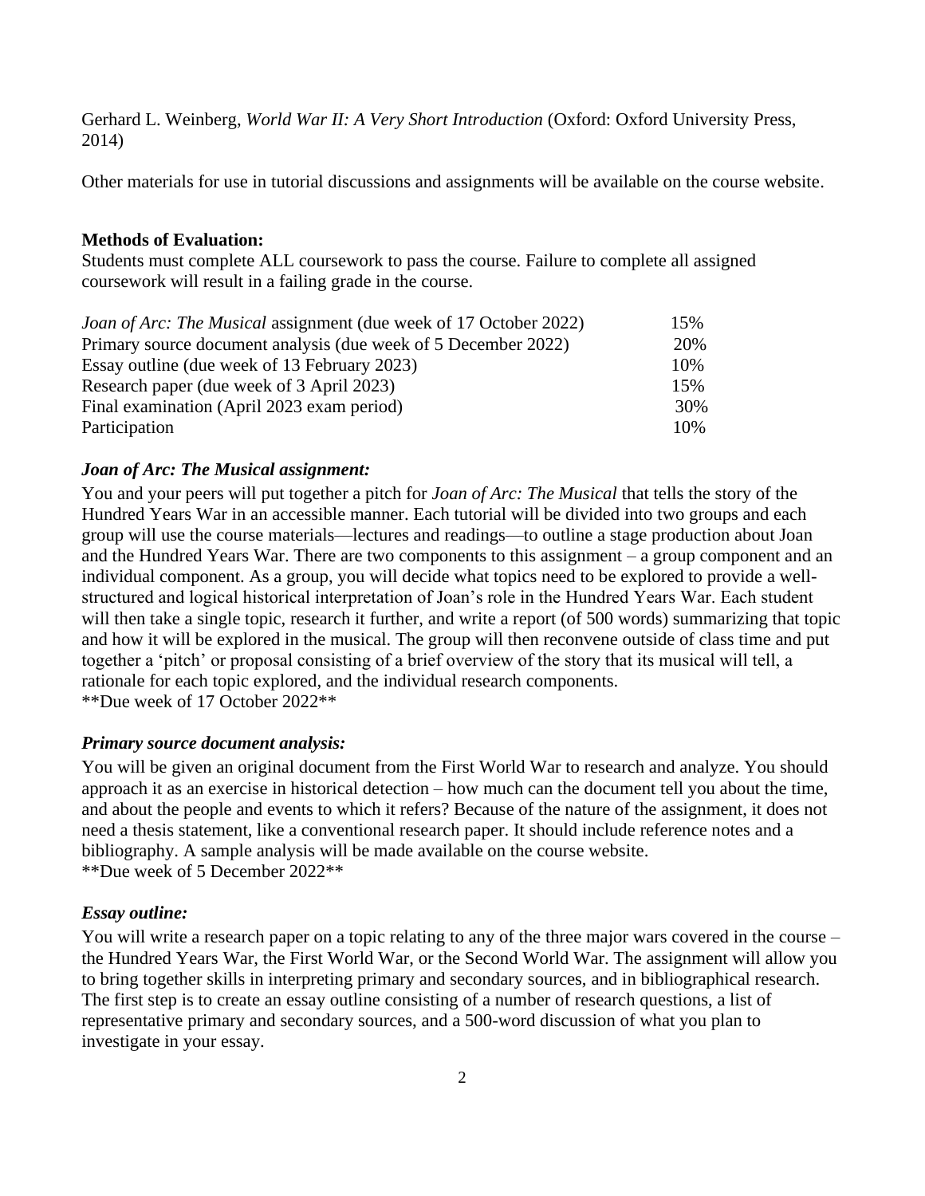Gerhard L. Weinberg, *World War II: A Very Short Introduction* (Oxford: Oxford University Press, 2014)

Other materials for use in tutorial discussions and assignments will be available on the course website.

**Methods of Evaluation:**
Students must complete ALL coursework to pass the course. Failure to complete all assigned coursework will result in a failing grade in the course.

| | |
|---|---|
| *Joan of Arc: The Musical* assignment (due week of 17 October 2022) | 15% |
| Primary source document analysis (due week of 5 December 2022) | 20% |
| Essay outline (due week of 13 February 2023) | 10% |
| Research paper (due week of 3 April 2023) | 15% |
| Final examination (April 2023 exam period) | 30% |
| Participation | 10% |

### *Joan of Arc: The Musical assignment:*

You and your peers will put together a pitch for *Joan of Arc: The Musical* that tells the story of the Hundred Years War in an accessible manner. Each tutorial will be divided into two groups and each group will use the course materials—lectures and readings—to outline a stage production about Joan and the Hundred Years War. There are two components to this assignment – a group component and an individual component. As a group, you will decide what topics need to be explored to provide a well-structured and logical historical interpretation of Joan's role in the Hundred Years War. Each student will then take a single topic, research it further, and write a report (of 500 words) summarizing that topic and how it will be explored in the musical. The group will then reconvene outside of class time and put together a 'pitch' or proposal consisting of a brief overview of the story that its musical will tell, a rationale for each topic explored, and the individual research components.
**Due week of 17 October 2022**

### *Primary source document analysis:*

You will be given an original document from the First World War to research and analyze. You should approach it as an exercise in historical detection – how much can the document tell you about the time, and about the people and events to which it refers? Because of the nature of the assignment, it does not need a thesis statement, like a conventional research paper. It should include reference notes and a bibliography. A sample analysis will be made available on the course website.
**Due week of 5 December 2022**

### *Essay outline:*

You will write a research paper on a topic relating to any of the three major wars covered in the course – the Hundred Years War, the First World War, or the Second World War. The assignment will allow you to bring together skills in interpreting primary and secondary sources, and in bibliographical research. The first step is to create an essay outline consisting of a number of research questions, a list of representative primary and secondary sources, and a 500-word discussion of what you plan to investigate in your essay.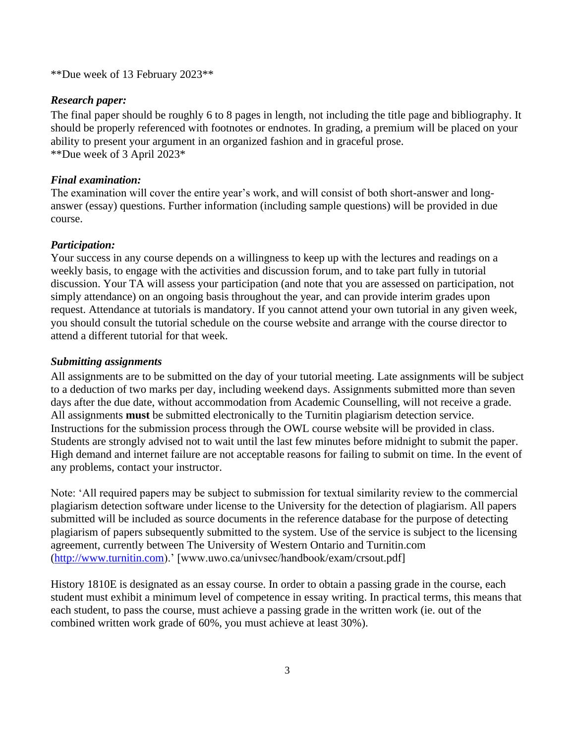**Due week of 13 February 2023**

***Research paper:***

The final paper should be roughly 6 to 8 pages in length, not including the title page and bibliography. It should be properly referenced with footnotes or endnotes. In grading, a premium will be placed on your ability to present your argument in an organized fashion and in graceful prose.
**Due week of 3 April 2023*

***Final examination:***

The examination will cover the entire year's work, and will consist of both short-answer and long-answer (essay) questions. Further information (including sample questions) will be provided in due course.

***Participation:***

Your success in any course depends on a willingness to keep up with the lectures and readings on a weekly basis, to engage with the activities and discussion forum, and to take part fully in tutorial discussion. Your TA will assess your participation (and note that you are assessed on participation, not simply attendance) on an ongoing basis throughout the year, and can provide interim grades upon request. Attendance at tutorials is mandatory. If you cannot attend your own tutorial in any given week, you should consult the tutorial schedule on the course website and arrange with the course director to attend a different tutorial for that week.

***Submitting assignments***

All assignments are to be submitted on the day of your tutorial meeting. Late assignments will be subject to a deduction of two marks per day, including weekend days. Assignments submitted more than seven days after the due date, without accommodation from Academic Counselling, will not receive a grade. All assignments **must** be submitted electronically to the Turnitin plagiarism detection service. Instructions for the submission process through the OWL course website will be provided in class. Students are strongly advised not to wait until the last few minutes before midnight to submit the paper. High demand and internet failure are not acceptable reasons for failing to submit on time. In the event of any problems, contact your instructor.

Note: 'All required papers may be subject to submission for textual similarity review to the commercial plagiarism detection software under license to the University for the detection of plagiarism. All papers submitted will be included as source documents in the reference database for the purpose of detecting plagiarism of papers subsequently submitted to the system. Use of the service is subject to the licensing agreement, currently between The University of Western Ontario and Turnitin.com ([http://www.turnitin.com](http://www.turnitin.com)).' [www.uwo.ca/univsec/handbook/exam/crsout.pdf]

History 1810E is designated as an essay course. In order to obtain a passing grade in the course, each student must exhibit a minimum level of competence in essay writing. In practical terms, this means that each student, to pass the course, must achieve a passing grade in the written work (ie. out of the combined written work grade of 60%, you must achieve at least 30%).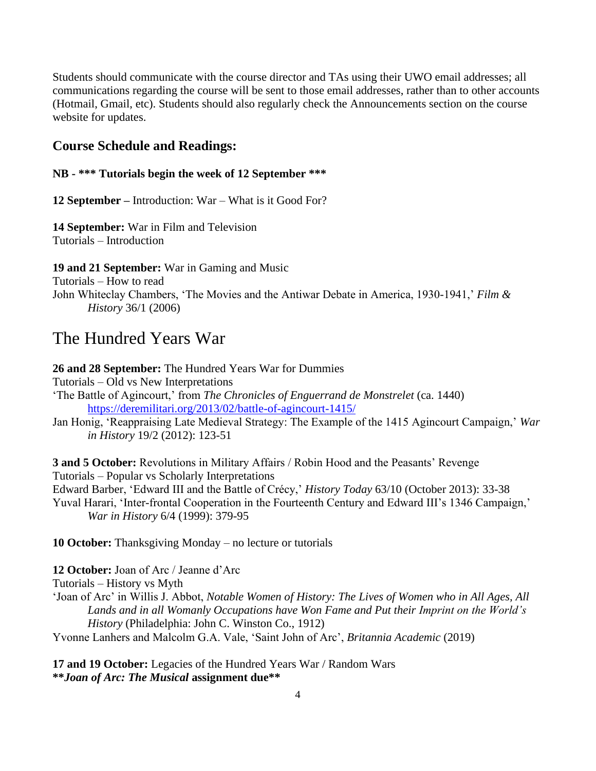Students should communicate with the course director and TAs using their UWO email addresses; all communications regarding the course will be sent to those email addresses, rather than to other accounts (Hotmail, Gmail, etc). Students should also regularly check the Announcements section on the course website for updates.

## Course Schedule and Readings:

**NB - \*\*\* Tutorials begin the week of 12 September \*\*\***

**12 September –** Introduction: War – What is it Good For?

**14 September:** War in Film and Television
Tutorials – Introduction

**19 and 21 September:** War in Gaming and Music
Tutorials – How to read
John Whiteclay Chambers, 'The Movies and the Antiwar Debate in America, 1930-1941,' *Film & History* 36/1 (2006)

# The Hundred Years War

**26 and 28 September:** The Hundred Years War for Dummies
Tutorials – Old vs New Interpretations
'The Battle of Agincourt,' from *The Chronicles of Enguerrand de Monstrelet* (ca. 1440)
https://deremilitari.org/2013/02/battle-of-agincourt-1415/
Jan Honig, 'Reappraising Late Medieval Strategy: The Example of the 1415 Agincourt Campaign,' *War in History* 19/2 (2012): 123-51

**3 and 5 October:** Revolutions in Military Affairs / Robin Hood and the Peasants' Revenge
Tutorials – Popular vs Scholarly Interpretations
Edward Barber, 'Edward III and the Battle of Crécy,' *History Today* 63/10 (October 2013): 33-38
Yuval Harari, 'Inter-frontal Cooperation in the Fourteenth Century and Edward III's 1346 Campaign,' *War in History* 6/4 (1999): 379-95

**10 October:** Thanksgiving Monday – no lecture or tutorials

**12 October:** Joan of Arc / Jeanne d'Arc
Tutorials – History vs Myth
'Joan of Arc' in Willis J. Abbot, *Notable Women of History: The Lives of Women who in All Ages, All Lands and in all Womanly Occupations have Won Fame and Put their Imprint on the World's History* (Philadelphia: John C. Winston Co., 1912)
Yvonne Lanhers and Malcolm G.A. Vale, 'Saint John of Arc', *Britannia Academic* (2019)

**17 and 19 October:** Legacies of the Hundred Years War / Random Wars
**\*\**Joan of Arc: The Musical* assignment due\*\***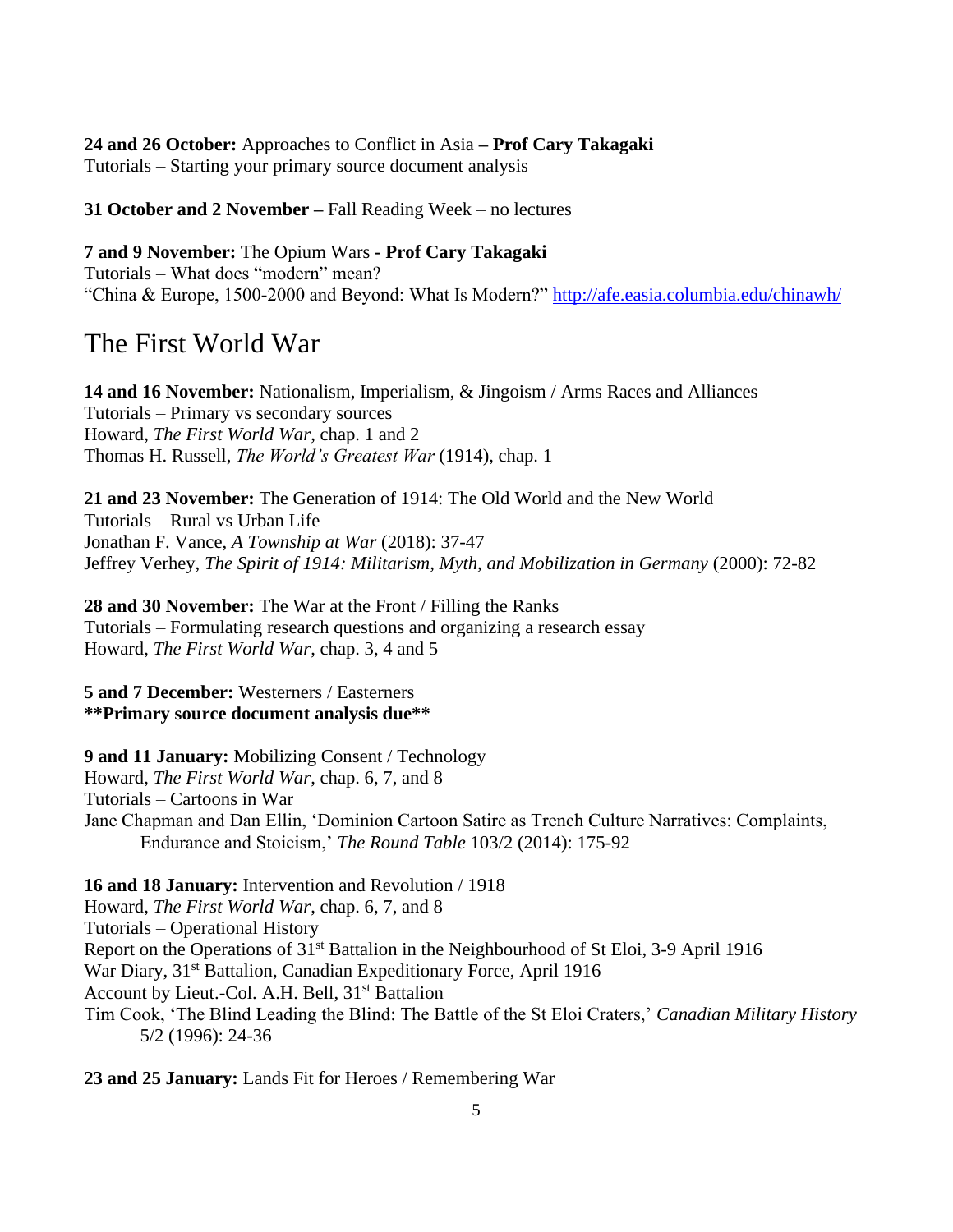**24 and 26 October:** Approaches to Conflict in Asia – **Prof Cary Takagaki**
Tutorials – Starting your primary source document analysis

**31 October and 2 November –** Fall Reading Week – no lectures

**7 and 9 November:** The Opium Wars **- Prof Cary Takagaki**
Tutorials – What does "modern" mean?
"China & Europe, 1500-2000 and Beyond: What Is Modern?" http://afe.easia.columbia.edu/chinawh/

# The First World War

**14 and 16 November:** Nationalism, Imperialism, & Jingoism / Arms Races and Alliances
Tutorials – Primary vs secondary sources
Howard, *The First World War*, chap. 1 and 2
Thomas H. Russell, *The World's Greatest War* (1914), chap. 1

**21 and 23 November:** The Generation of 1914: The Old World and the New World
Tutorials – Rural vs Urban Life
Jonathan F. Vance, *A Township at War* (2018): 37-47
Jeffrey Verhey, *The Spirit of 1914: Militarism, Myth, and Mobilization in Germany* (2000): 72-82

**28 and 30 November:** The War at the Front / Filling the Ranks
Tutorials – Formulating research questions and organizing a research essay
Howard, *The First World War*, chap. 3, 4 and 5

**5 and 7 December:** Westerners / Easterners
**\*\*Primary source document analysis due\*\***

**9 and 11 January:** Mobilizing Consent / Technology
Howard, *The First World War*, chap. 6, 7, and 8
Tutorials – Cartoons in War
Jane Chapman and Dan Ellin, 'Dominion Cartoon Satire as Trench Culture Narratives: Complaints, Endurance and Stoicism,' *The Round Table* 103/2 (2014): 175-92

**16 and 18 January:** Intervention and Revolution / 1918
Howard, *The First World War*, chap. 6, 7, and 8
Tutorials – Operational History
Report on the Operations of 31st Battalion in the Neighbourhood of St Eloi, 3-9 April 1916
War Diary, 31st Battalion, Canadian Expeditionary Force, April 1916
Account by Lieut.-Col. A.H. Bell, 31st Battalion
Tim Cook, 'The Blind Leading the Blind: The Battle of the St Eloi Craters,' *Canadian Military History* 5/2 (1996): 24-36

**23 and 25 January:** Lands Fit for Heroes / Remembering War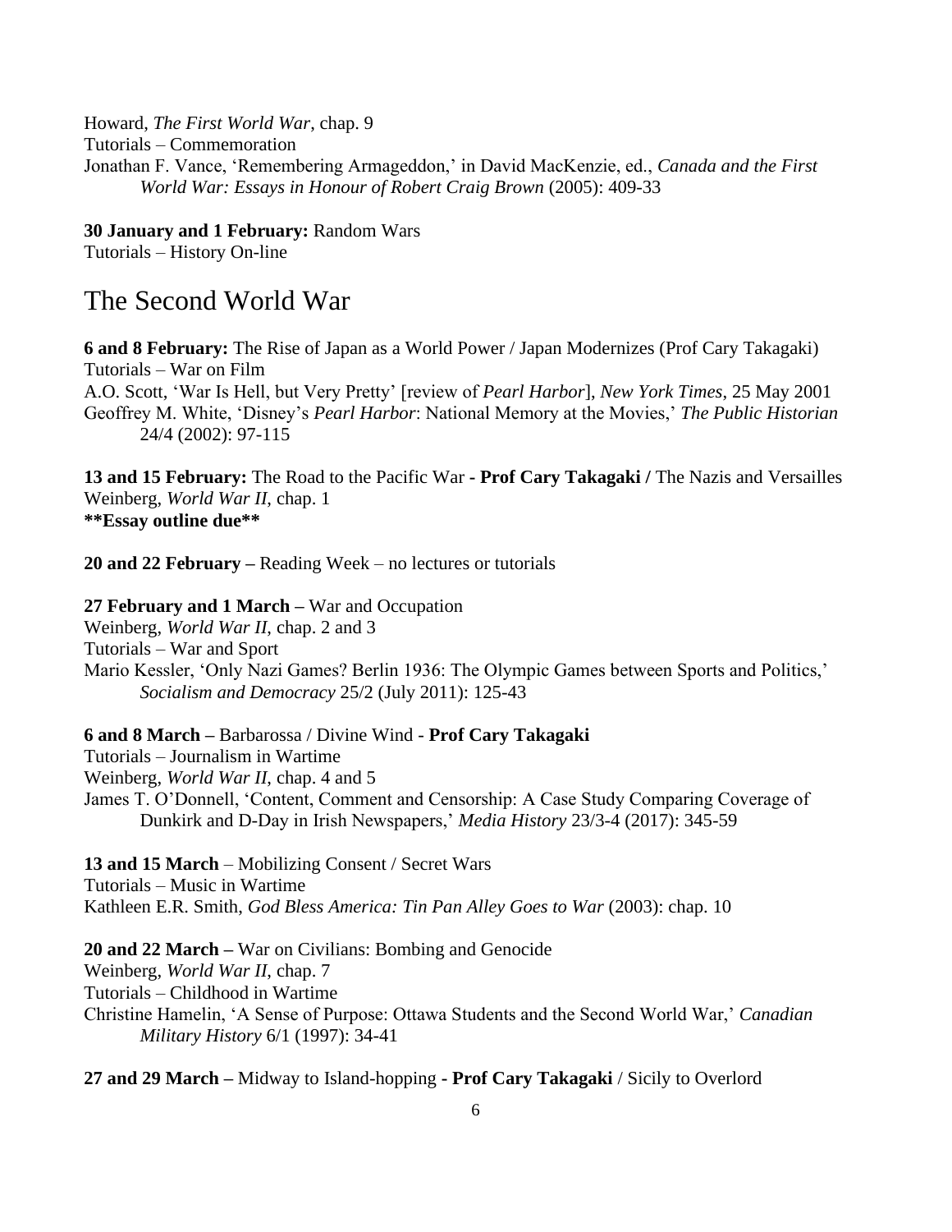Howard, *The First World War*, chap. 9
Tutorials – Commemoration
Jonathan F. Vance, 'Remembering Armageddon,' in David MacKenzie, ed., *Canada and the First World War: Essays in Honour of Robert Craig Brown* (2005): 409-33

**30 January and 1 February:** Random Wars
Tutorials – History On-line

# The Second World War

**6 and 8 February:** The Rise of Japan as a World Power / Japan Modernizes (Prof Cary Takagaki)
Tutorials – War on Film
A.O. Scott, 'War Is Hell, but Very Pretty' [review of *Pearl Harbor*], *New York Times*, 25 May 2001
Geoffrey M. White, 'Disney's *Pearl Harbor*: National Memory at the Movies,' *The Public Historian* 24/4 (2002): 97-115

**13 and 15 February:** The Road to the Pacific War - **Prof Cary Takagaki /** The Nazis and Versailles
Weinberg, *World War II*, chap. 1
**\*\*Essay outline due\*\***

**20 and 22 February –** Reading Week – no lectures or tutorials

**27 February and 1 March –** War and Occupation
Weinberg, *World War II*, chap. 2 and 3
Tutorials – War and Sport
Mario Kessler, 'Only Nazi Games? Berlin 1936: The Olympic Games between Sports and Politics,' *Socialism and Democracy* 25/2 (July 2011): 125-43

**6 and 8 March –** Barbarossa / Divine Wind - **Prof Cary Takagaki**
Tutorials – Journalism in Wartime
Weinberg, *World War II*, chap. 4 and 5
James T. O'Donnell, 'Content, Comment and Censorship: A Case Study Comparing Coverage of Dunkirk and D-Day in Irish Newspapers,' *Media History* 23/3-4 (2017): 345-59

**13 and 15 March** – Mobilizing Consent / Secret Wars
Tutorials – Music in Wartime
Kathleen E.R. Smith, *God Bless America: Tin Pan Alley Goes to War* (2003): chap. 10

**20 and 22 March –** War on Civilians: Bombing and Genocide
Weinberg, *World War II*, chap. 7
Tutorials – Childhood in Wartime
Christine Hamelin, 'A Sense of Purpose: Ottawa Students and the Second World War,' *Canadian Military History* 6/1 (1997): 34-41

**27 and 29 March –** Midway to Island-hopping **- Prof Cary Takagaki** / Sicily to Overlord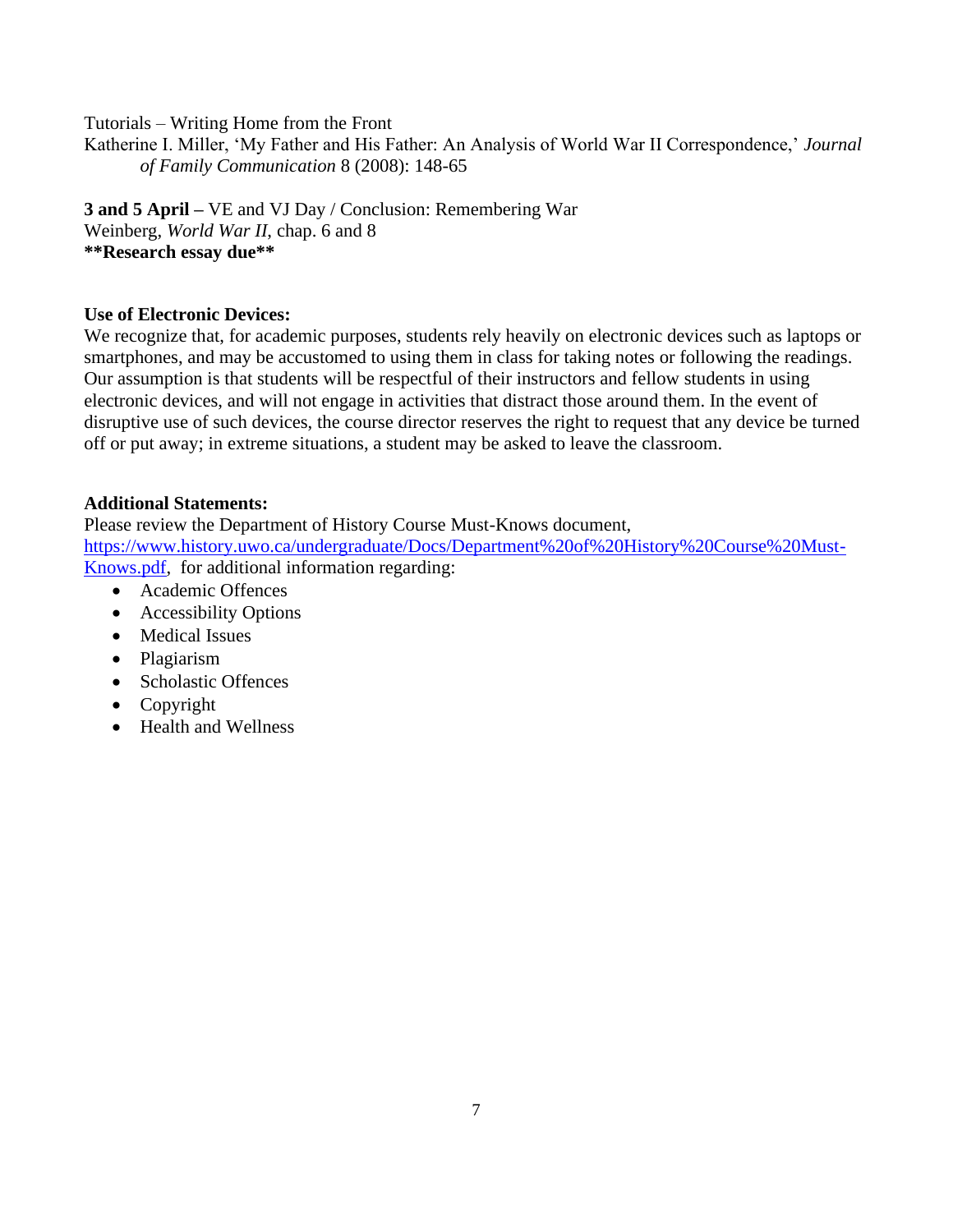Tutorials – Writing Home from the Front
Katherine I. Miller, 'My Father and His Father: An Analysis of World War II Correspondence,' *Journal of Family Communication* 8 (2008): 148-65

**3 and 5 April –** VE and VJ Day / Conclusion: Remembering War
Weinberg, *World War II*, chap. 6 and 8
****Research essay due****

**Use of Electronic Devices:**
We recognize that, for academic purposes, students rely heavily on electronic devices such as laptops or smartphones, and may be accustomed to using them in class for taking notes or following the readings. Our assumption is that students will be respectful of their instructors and fellow students in using electronic devices, and will not engage in activities that distract those around them. In the event of disruptive use of such devices, the course director reserves the right to request that any device be turned off or put away; in extreme situations, a student may be asked to leave the classroom.

**Additional Statements:**
Please review the Department of History Course Must-Knows document, [https://www.history.uwo.ca/undergraduate/Docs/Department%20of%20History%20Course%20Must-Knows.pdf](https://www.history.uwo.ca/undergraduate/Docs/Department%20of%20History%20Course%20Must-Knows.pdf), for additional information regarding:

- Academic Offences
- Accessibility Options
- Medical Issues
- Plagiarism
- Scholastic Offences
- Copyright
- Health and Wellness